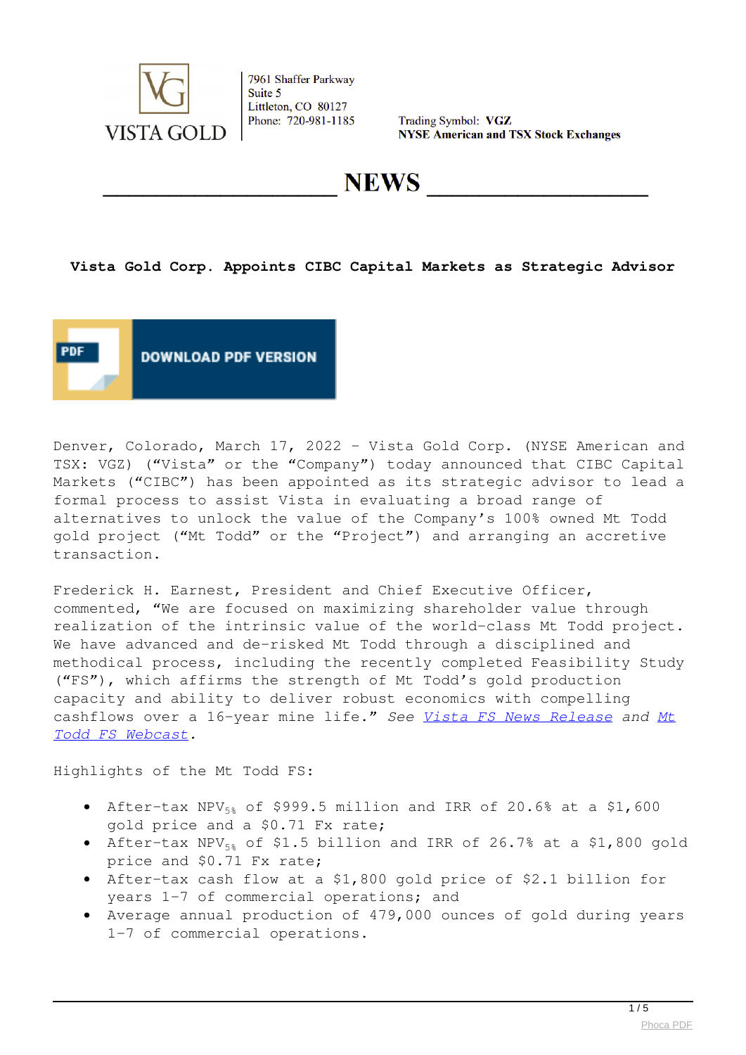VISTA GOLD

7961 Shaffer Parkway
Suite 5
Littleton, CO 80127
Phone: 720-981-1185

Trading Symbol: **VGZ**
**NYSE American and TSX Stock Exchanges**

# NEWS

### Vista Gold Corp. Appoints CIBC Capital Markets as Strategic Advisor

DOWNLOAD PDF VERSION

Denver, Colorado, March 17, 2022 – Vista Gold Corp. (NYSE American and TSX: VGZ) (“Vista” or the “Company”) today announced that CIBC Capital Markets (“CIBC”) has been appointed as its strategic advisor to lead a formal process to assist Vista in evaluating a broad range of alternatives to unlock the value of the Company’s 100% owned Mt Todd gold project (“Mt Todd” or the “Project”) and arranging an accretive transaction.

Frederick H. Earnest, President and Chief Executive Officer, commented, “We are focused on maximizing shareholder value through realization of the intrinsic value of the world-class Mt Todd project. We have advanced and de-risked Mt Todd through a disciplined and methodical process, including the recently completed Feasibility Study (“FS”), which affirms the strength of Mt Todd’s gold production capacity and ability to deliver robust economics with compelling cashflows over a 16-year mine life.” *See Vista FS News Release and Mt Todd FS Webcast.*

Highlights of the Mt Todd FS:

- After-tax $NPV_{5\%}$ of $999.5 million and IRR of 20.6% at a $1,600 gold price and a $0.71 Fx rate;
- After-tax $NPV_{5\%}$ of $1.5 billion and IRR of 26.7% at a $1,800 gold price and $0.71 Fx rate;
- After-tax cash flow at a $1,800 gold price of $2.1 billion for years 1-7 of commercial operations; and
- Average annual production of 479,000 ounces of gold during years 1-7 of commercial operations.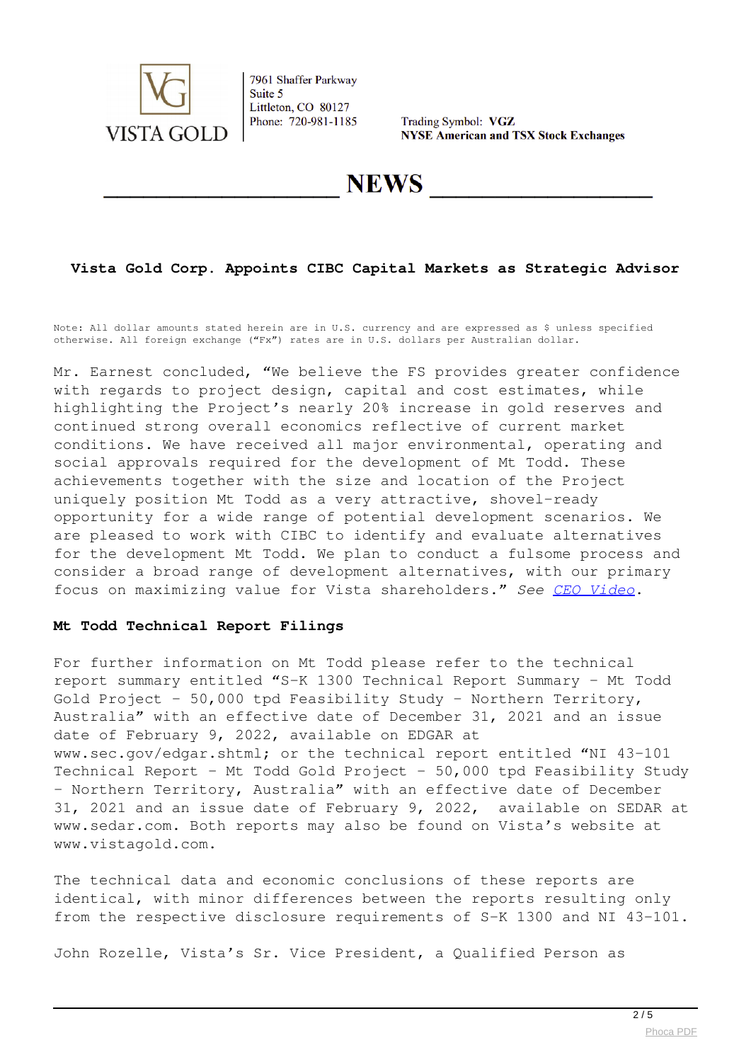Vista Gold Corp. Appoints CIBC Capital Markets as Strategic Advisor

Note: All dollar amounts stated herein are in U.S. currency and are expressed as $ unless specified otherwise. All foreign exchange ("Fx") rates are in U.S. dollars per Australian dollar.

Mr. Earnest concluded, "We believe the FS provides greater confidence with regards to project design, capital and cost estimates, while highlighting the Project's nearly 20% increase in gold reserves and continued strong overall economics reflective of current market conditions. We have received all major environmental, operating and social approvals required for the development of Mt Todd. These achievements together with the size and location of the Project uniquely position Mt Todd as a very attractive, shovel-ready opportunity for a wide range of potential development scenarios. We are pleased to work with CIBC to identify and evaluate alternatives for the development Mt Todd. We plan to conduct a fulsome process and consider a broad range of development alternatives, with our primary focus on maximizing value for Vista shareholders." *See CEO Video*.

## Mt Todd Technical Report Filings

For further information on Mt Todd please refer to the technical report summary entitled "S-K 1300 Technical Report Summary – Mt Todd Gold Project – 50,000 tpd Feasibility Study – Northern Territory, Australia" with an effective date of December 31, 2021 and an issue date of February 9, 2022, available on EDGAR at www.sec.gov/edgar.shtml; or the technical report entitled "NI 43-101 Technical Report – Mt Todd Gold Project – 50,000 tpd Feasibility Study – Northern Territory, Australia" with an effective date of December 31, 2021 and an issue date of February 9, 2022, available on SEDAR at www.sedar.com. Both reports may also be found on Vista's website at www.vistagold.com.

The technical data and economic conclusions of these reports are identical, with minor differences between the reports resulting only from the respective disclosure requirements of S-K 1300 and NI 43-101.

John Rozelle, Vista's Sr. Vice President, a Qualified Person as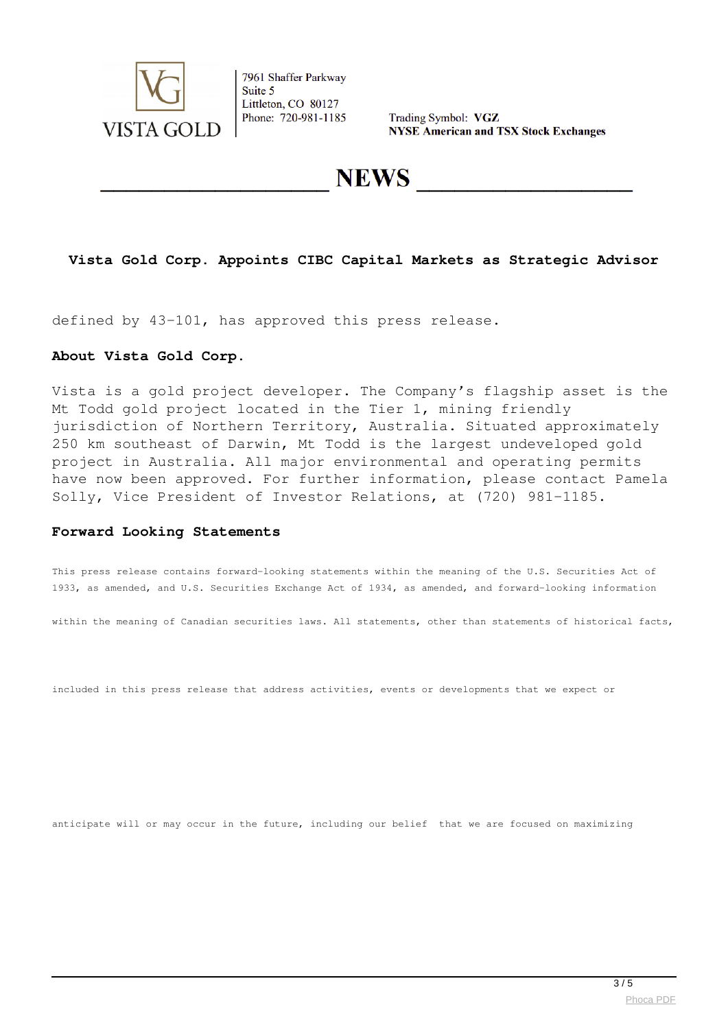**Vista Gold Corp. Appoints CIBC Capital Markets as Strategic Advisor**

defined by 43-101, has approved this press release.

**About Vista Gold Corp.**

Vista is a gold project developer. The Company's flagship asset is the Mt Todd gold project located in the Tier 1, mining friendly jurisdiction of Northern Territory, Australia. Situated approximately 250 km southeast of Darwin, Mt Todd is the largest undeveloped gold project in Australia. All major environmental and operating permits have now been approved. For further information, please contact Pamela Solly, Vice President of Investor Relations, at (720) 981-1185.

**Forward Looking Statements**

This press release contains forward-looking statements within the meaning of the U.S. Securities Act of 1933, as amended, and U.S. Securities Exchange Act of 1934, as amended, and forward-looking information

within the meaning of Canadian securities laws. All statements, other than statements of historical facts,

included in this press release that address activities, events or developments that we expect or

anticipate will or may occur in the future, including our belief that we are focused on maximizing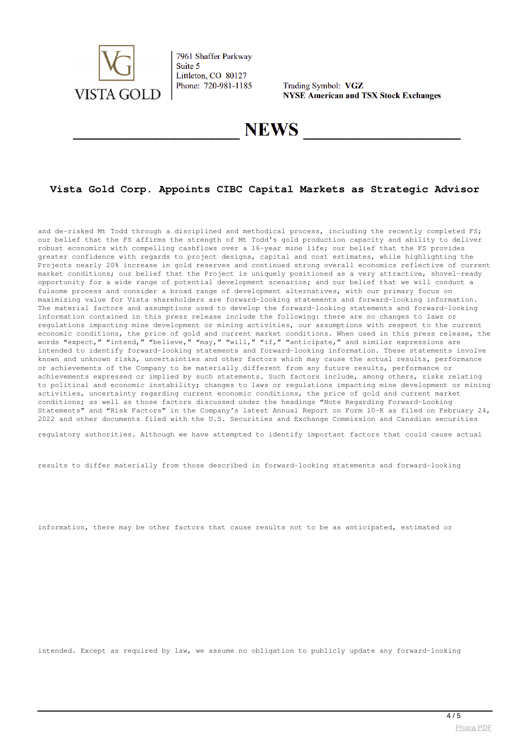# Vista Gold Corp. Appoints CIBC Capital Markets as Strategic Advisor

and de-risked Mt Todd through a disciplined and methodical process, including the recently completed FS; our belief that the FS affirms the strength of Mt Todd's gold production capacity and ability to deliver robust economics with compelling cashflows over a 16-year mine life; our belief that the FS provides greater confidence with regards to project designs, capital and cost estimates, while highlighting the Projects nearly 20% increase in gold reserves and continued strong overall economics reflective of current market conditions; our belief that the Project is uniquely positioned as a very attractive, shovel-ready opportunity for a wide range of potential development scenarios; and our belief that we will conduct a fulsome process and consider a broad range of development alternatives, with our primary focus on maximizing value for Vista shareholders are forward-looking statements and forward-looking information. The material factors and assumptions used to develop the forward-looking statements and forward-looking information contained in this press release include the following: there are no changes to laws or regulations impacting mine development or mining activities, our assumptions with respect to the current economic conditions, the price of gold and current market conditions. When used in this press release, the words "expect," "intend," "believe," "may," "will," "if," "anticipate," and similar expressions are intended to identify forward-looking statements and forward-looking information. These statements involve known and unknown risks, uncertainties and other factors which may cause the actual results, performance or achievements of the Company to be materially different from any future results, performance or achievements expressed or implied by such statements. Such factors include, among others, risks relating to political and economic instability; changes to laws or regulations impacting mine development or mining activities, uncertainty regarding current economic conditions, the price of gold and current market conditions; as well as those factors discussed under the headings "Note Regarding Forward-Looking Statements" and "Risk Factors" in the Company's latest Annual Report on Form 10-K as filed on February 24, 2022 and other documents filed with the U.S. Securities and Exchange Commission and Canadian securities regulatory authorities. Although we have attempted to identify important factors that could cause actual results to differ materially from those described in forward-looking statements and forward-looking information, there may be other factors that cause results not to be as anticipated, estimated or intended. Except as required by law, we assume no obligation to publicly update any forward-looking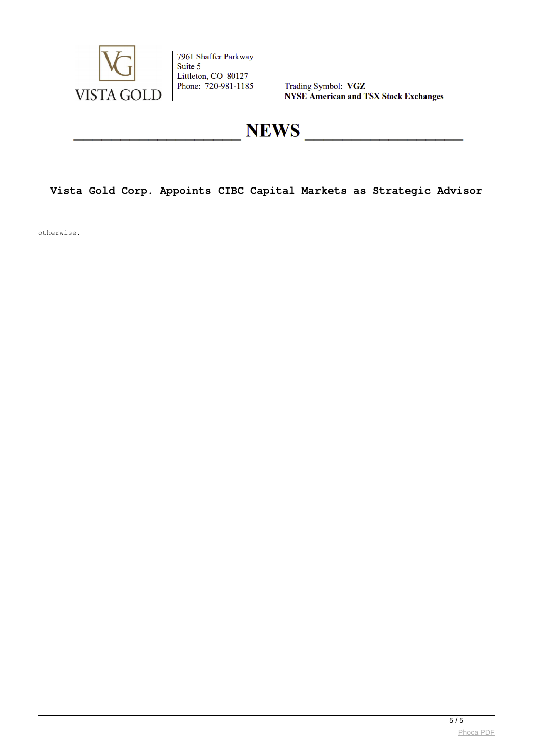otherwise.